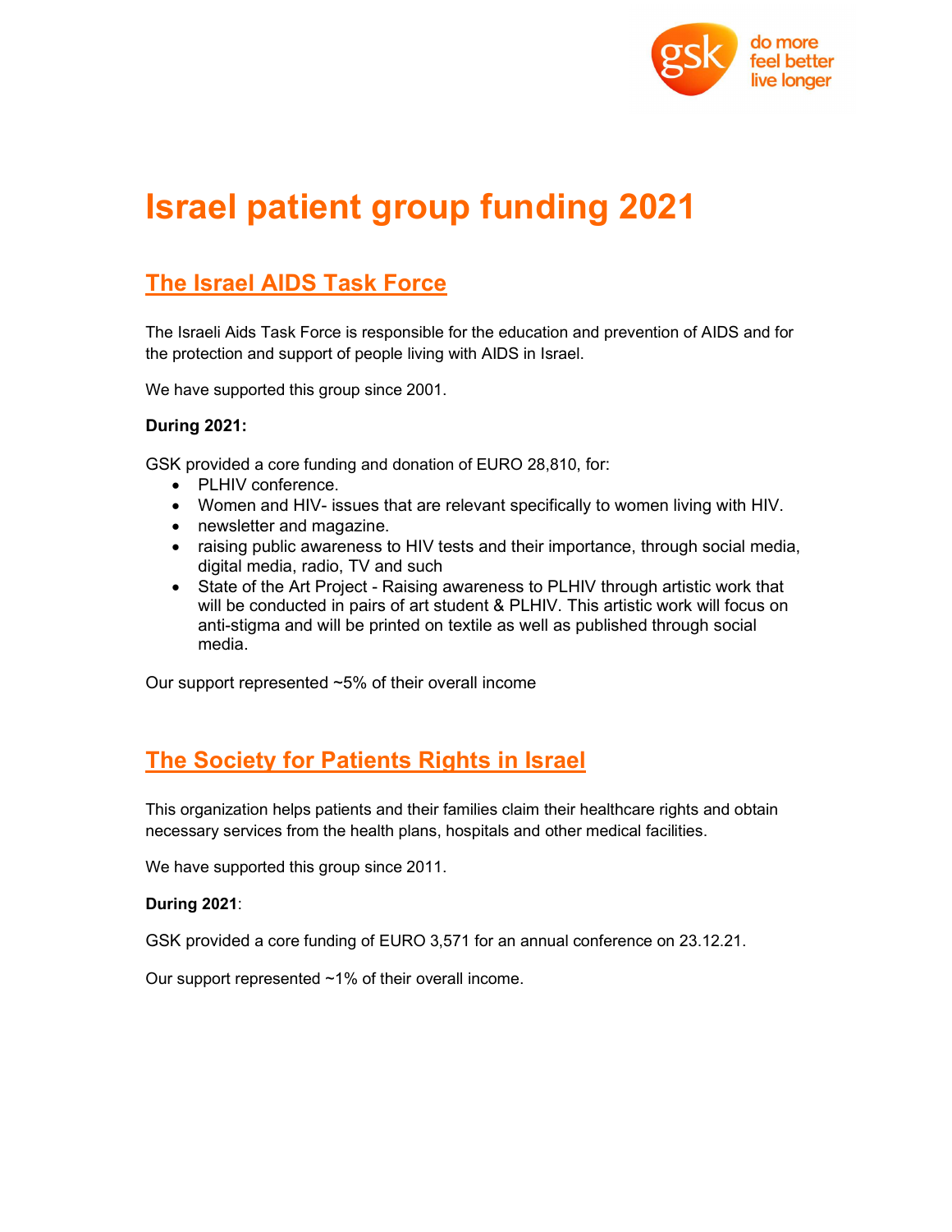# Israel patient group funding 2021

## The Israel AIDS Task Force

The Israeli Aids Task Force is responsible for the education and prevention of AIDS and for the protection and support of people living with AIDS in Israel.

We have supported this group since 2001.

**During 2021:**

GSK provided a core funding and donation of EURO 28,810, for:

- PLHIV conference.
- Women and HIV- issues that are relevant specifically to women living with HIV.
- newsletter and magazine.
- raising public awareness to HIV tests and their importance, through social media, digital media, radio, TV and such
- State of the Art Project - Raising awareness to PLHIV through artistic work that will be conducted in pairs of art student & PLHIV. This artistic work will focus on anti-stigma and will be printed on textile as well as published through social media.

Our support represented ~5% of their overall income

## The Society for Patients Rights in Israel

This organization helps patients and their families claim their healthcare rights and obtain necessary services from the health plans, hospitals and other medical facilities.

We have supported this group since 2011.

**During 2021**:

GSK provided a core funding of EURO 3,571 for an annual conference on 23.12.21.

Our support represented ~1% of their overall income.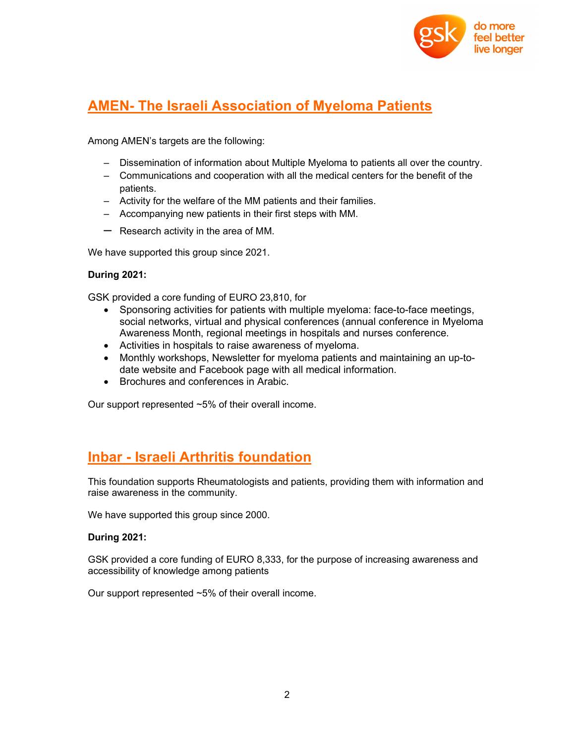## AMEN- The Israeli Association of Myeloma Patients

Among AMEN's targets are the following:

- Dissemination of information about Multiple Myeloma to patients all over the country.
- Communications and cooperation with all the medical centers for the benefit of the patients.
- Activity for the welfare of the MM patients and their families.
- Accompanying new patients in their first steps with MM.
- Research activity in the area of MM.

We have supported this group since 2021.

**During 2021:**

GSK provided a core funding of EURO 23,810, for

- Sponsoring activities for patients with multiple myeloma: face-to-face meetings, social networks, virtual and physical conferences (annual conference in Myeloma Awareness Month, regional meetings in hospitals and nurses conference.
- Activities in hospitals to raise awareness of myeloma.
- Monthly workshops, Newsletter for myeloma patients and maintaining an up-to-date website and Facebook page with all medical information.
- Brochures and conferences in Arabic.

Our support represented ~5% of their overall income.

## Inbar - Israeli Arthritis foundation

This foundation supports Rheumatologists and patients, providing them with information and raise awareness in the community.

We have supported this group since 2000.

**During 2021:**

GSK provided a core funding of EURO 8,333, for the purpose of increasing awareness and accessibility of knowledge among patients

Our support represented ~5% of their overall income.